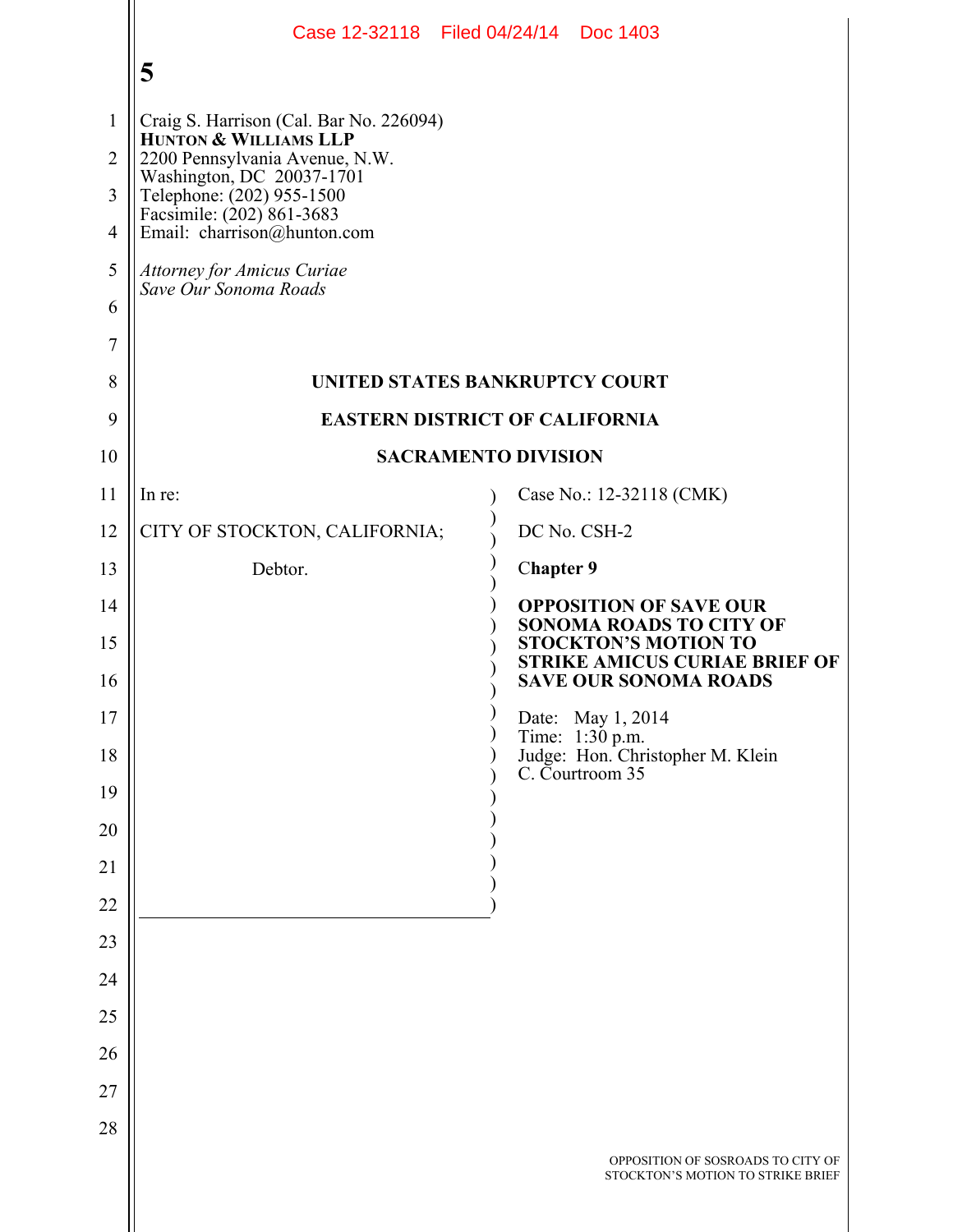Craig S. Harrison (Cal. Bar No. 226094)
**HUNTON & WILLIAMS LLP**
2200 Pennsylvania Avenue, N.W.
Washington, DC 20037-1701
Telephone: (202) 955-1500
Facsimile: (202) 861-3683
Email: charrison@hunton.com

*Attorney for Amicus Curiae*
*Save Our Sonoma Roads*

**UNITED STATES BANKRUPTCY COURT**

**EASTERN DISTRICT OF CALIFORNIA**

**SACRAMENTO DIVISION**

In re:

CITY OF STOCKTON, CALIFORNIA;

Debtor.

Case No.: 12-32118 (CMK)

DC No. CSH-2

**Chapter 9**

**OPPOSITION OF SAVE OUR SONOMA ROADS TO CITY OF STOCKTON'S MOTION TO STRIKE AMICUS CURIAE BRIEF OF SAVE OUR SONOMA ROADS**

Date: May 1, 2014
Time: 1:30 p.m.
Judge: Hon. Christopher M. Klein
C. Courtroom 35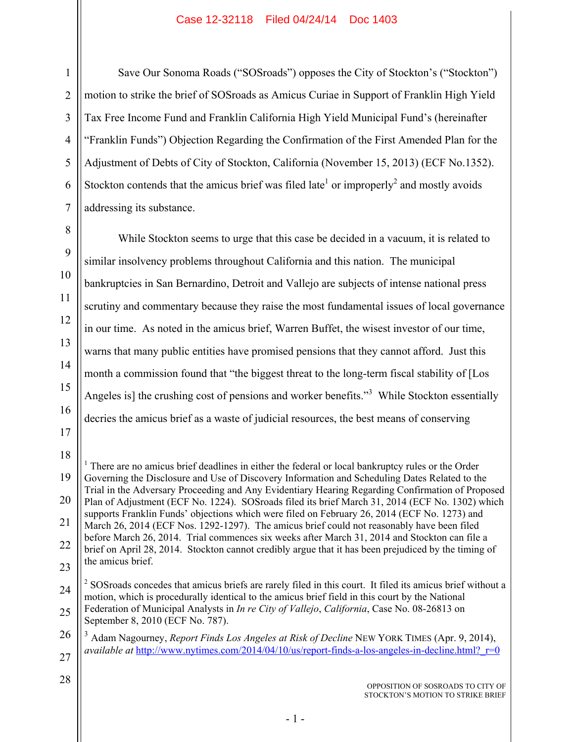Save Our Sonoma Roads ("SOSroads") opposes the City of Stockton's ("Stockton") motion to strike the brief of SOSroads as Amicus Curiae in Support of Franklin High Yield Tax Free Income Fund and Franklin California High Yield Municipal Fund's (hereinafter "Franklin Funds") Objection Regarding the Confirmation of the First Amended Plan for the Adjustment of Debts of City of Stockton, California (November 15, 2013) (ECF No.1352). Stockton contends that the amicus brief was filed late[1] or improperly[2] and mostly avoids addressing its substance.

While Stockton seems to urge that this case be decided in a vacuum, it is related to similar insolvency problems throughout California and this nation. The municipal bankruptcies in San Bernardino, Detroit and Vallejo are subjects of intense national press scrutiny and commentary because they raise the most fundamental issues of local governance in our time. As noted in the amicus brief, Warren Buffet, the wisest investor of our time, warns that many public entities have promised pensions that they cannot afford. Just this month a commission found that "the biggest threat to the long-term fiscal stability of [Los Angeles is] the crushing cost of pensions and worker benefits."[3] While Stockton essentially decries the amicus brief as a waste of judicial resources, the best means of conserving

---

[1] There are no amicus brief deadlines in either the federal or local bankruptcy rules or the Order Governing the Disclosure and Use of Discovery Information and Scheduling Dates Related to the Trial in the Adversary Proceeding and Any Evidentiary Hearing Regarding Confirmation of Proposed Plan of Adjustment (ECF No. 1224). SOSroads filed its brief March 31, 2014 (ECF No. 1302) which supports Franklin Funds' objections which were filed on February 26, 2014 (ECF No. 1273) and March 26, 2014 (ECF Nos. 1292-1297). The amicus brief could not reasonably have been filed before March 26, 2014. Trial commences six weeks after March 31, 2014 and Stockton can file a brief on April 28, 2014. Stockton cannot credibly argue that it has been prejudiced by the timing of the amicus brief.

[2] SOSroads concedes that amicus briefs are rarely filed in this court. It filed its amicus brief without a motion, which is procedurally identical to the amicus brief field in this court by the National Federation of Municipal Analysts in *In re City of Vallejo*, *California*, Case No. 08-26813 on September 8, 2010 (ECF No. 787).

[3] Adam Nagourney, *Report Finds Los Angeles at Risk of Decline* NEW YORK TIMES (Apr. 9, 2014), *available at* http://www.nytimes.com/2014/04/10/us/report-finds-a-los-angeles-in-decline.html?_r=0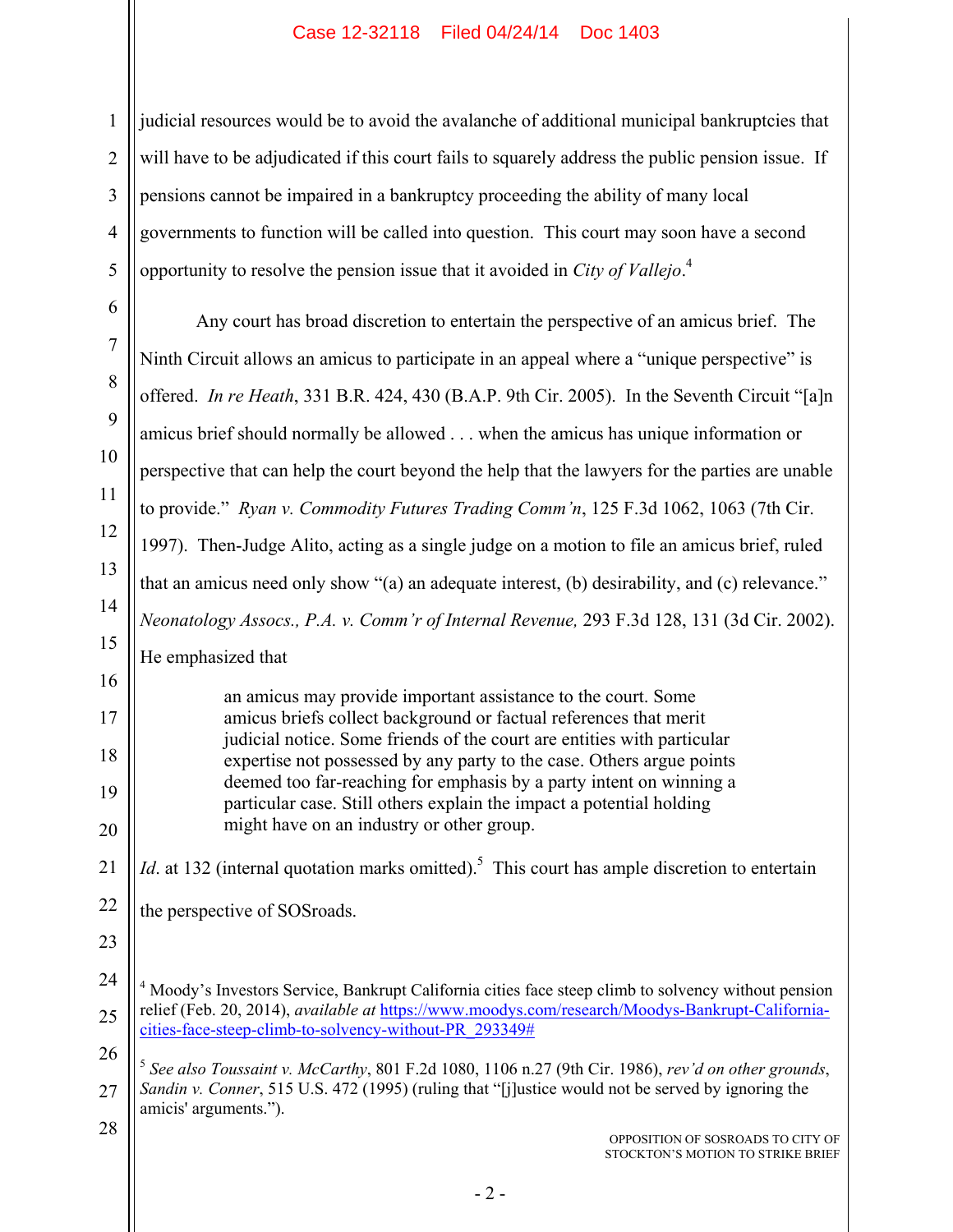judicial resources would be to avoid the avalanche of additional municipal bankruptcies that will have to be adjudicated if this court fails to squarely address the public pension issue. If pensions cannot be impaired in a bankruptcy proceeding the ability of many local governments to function will be called into question. This court may soon have a second opportunity to resolve the pension issue that it avoided in *City of Vallejo*.[4]

Any court has broad discretion to entertain the perspective of an amicus brief. The Ninth Circuit allows an amicus to participate in an appeal where a "unique perspective" is offered. *In re Heath*, 331 B.R. 424, 430 (B.A.P. 9th Cir. 2005). In the Seventh Circuit "[a]n amicus brief should normally be allowed . . . when the amicus has unique information or perspective that can help the court beyond the help that the lawyers for the parties are unable to provide." *Ryan v. Commodity Futures Trading Comm'n*, 125 F.3d 1062, 1063 (7th Cir. 1997). Then-Judge Alito, acting as a single judge on a motion to file an amicus brief, ruled that an amicus need only show "(a) an adequate interest, (b) desirability, and (c) relevance." *Neonatology Assocs., P.A. v. Comm'r of Internal Revenue,* 293 F.3d 128, 131 (3d Cir. 2002). He emphasized that

> an amicus may provide important assistance to the court. Some amicus briefs collect background or factual references that merit judicial notice. Some friends of the court are entities with particular expertise not possessed by any party to the case. Others argue points deemed too far-reaching for emphasis by a party intent on winning a particular case. Still others explain the impact a potential holding might have on an industry or other group.

*Id*. at 132 (internal quotation marks omitted).[5] This court has ample discretion to entertain the perspective of SOSroads.

---

[4] Moody's Investors Service, Bankrupt California cities face steep climb to solvency without pension relief (Feb. 20, 2014), *available at* https://www.moodys.com/research/Moodys-Bankrupt-California-cities-face-steep-climb-to-solvency-without-PR_293349#

[5] *See also Toussaint v. McCarthy*, 801 F.2d 1080, 1106 n.27 (9th Cir. 1986), *rev'd on other grounds*, *Sandin v. Conner*, 515 U.S. 472 (1995) (ruling that "[j]ustice would not be served by ignoring the amicis' arguments.").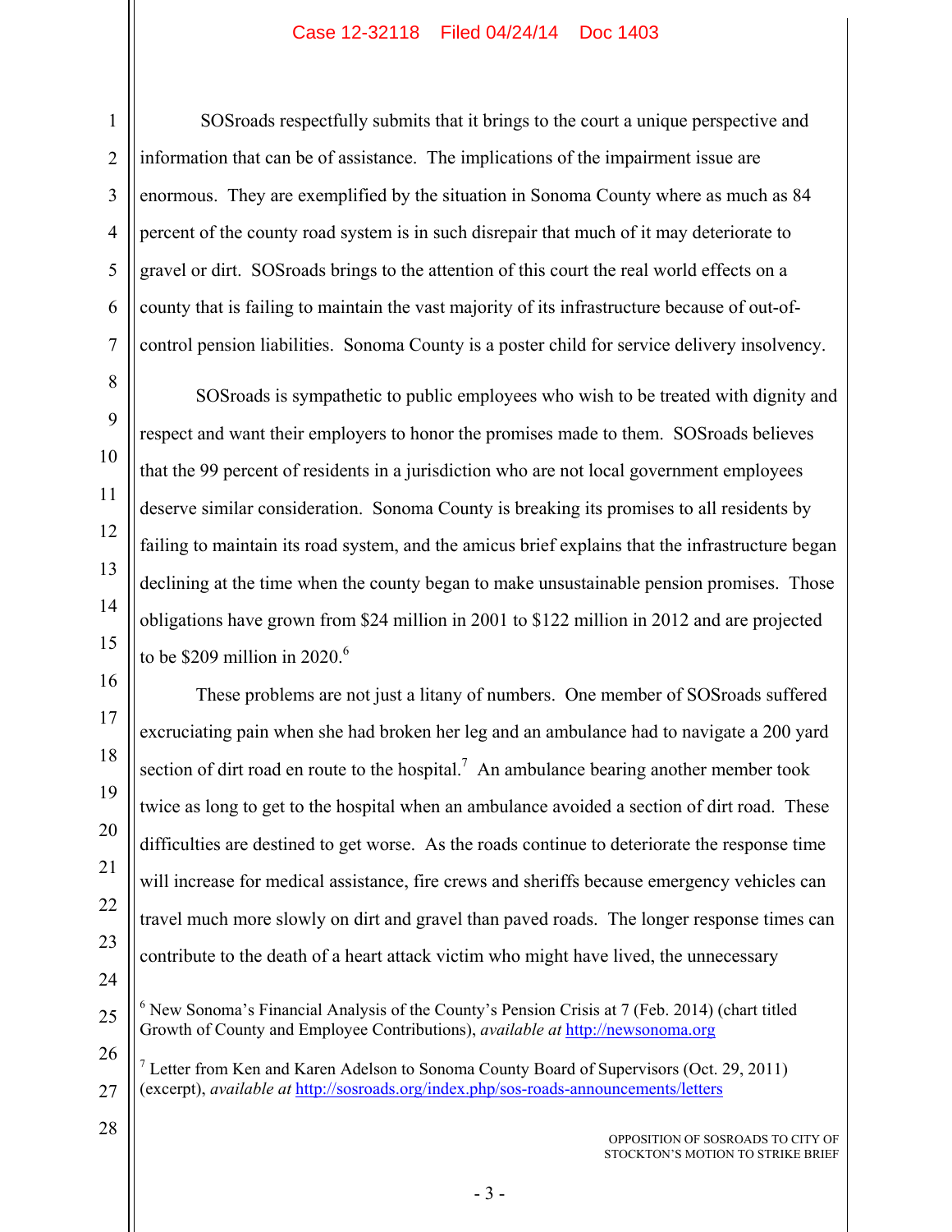SOSroads respectfully submits that it brings to the court a unique perspective and information that can be of assistance. The implications of the impairment issue are enormous. They are exemplified by the situation in Sonoma County where as much as 84 percent of the county road system is in such disrepair that much of it may deteriorate to gravel or dirt. SOSroads brings to the attention of this court the real world effects on a county that is failing to maintain the vast majority of its infrastructure because of out-of-control pension liabilities. Sonoma County is a poster child for service delivery insolvency.

SOSroads is sympathetic to public employees who wish to be treated with dignity and respect and want their employers to honor the promises made to them. SOSroads believes that the 99 percent of residents in a jurisdiction who are not local government employees deserve similar consideration. Sonoma County is breaking its promises to all residents by failing to maintain its road system, and the amicus brief explains that the infrastructure began declining at the time when the county began to make unsustainable pension promises. Those obligations have grown from $24 million in 2001 to $122 million in 2012 and are projected to be $209 million in 2020.[6]

These problems are not just a litany of numbers. One member of SOSroads suffered excruciating pain when she had broken her leg and an ambulance had to navigate a 200 yard section of dirt road en route to the hospital.[7] An ambulance bearing another member took twice as long to get to the hospital when an ambulance avoided a section of dirt road. These difficulties are destined to get worse. As the roads continue to deteriorate the response time will increase for medical assistance, fire crews and sheriffs because emergency vehicles can travel much more slowly on dirt and gravel than paved roads. The longer response times can contribute to the death of a heart attack victim who might have lived, the unnecessary

[6] New Sonoma's Financial Analysis of the County's Pension Crisis at 7 (Feb. 2014) (chart titled Growth of County and Employee Contributions), *available at* http://newsonoma.org

[7] Letter from Ken and Karen Adelson to Sonoma County Board of Supervisors (Oct. 29, 2011) (excerpt), *available at* http://sosroads.org/index.php/sos-roads-announcements/letters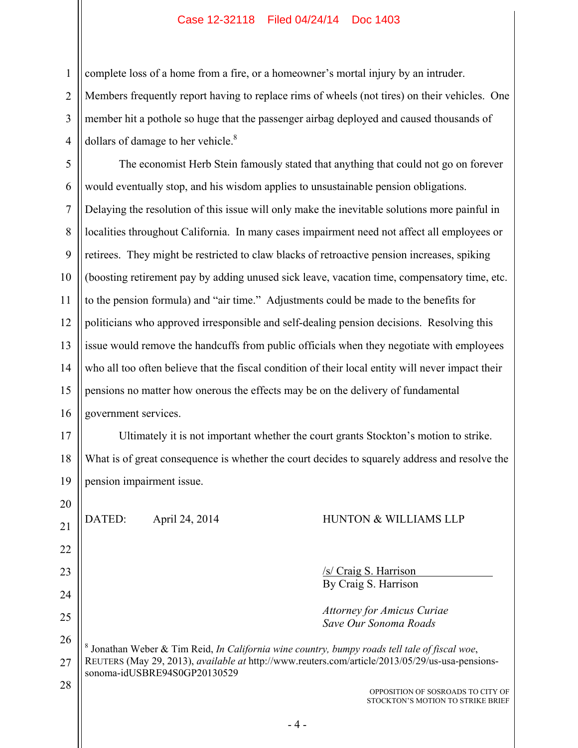complete loss of a home from a fire, or a homeowner's mortal injury by an intruder. Members frequently report having to replace rims of wheels (not tires) on their vehicles. One member hit a pothole so huge that the passenger airbag deployed and caused thousands of dollars of damage to her vehicle.[8]

The economist Herb Stein famously stated that anything that could not go on forever would eventually stop, and his wisdom applies to unsustainable pension obligations. Delaying the resolution of this issue will only make the inevitable solutions more painful in localities throughout California. In many cases impairment need not affect all employees or retirees. They might be restricted to claw blacks of retroactive pension increases, spiking (boosting retirement pay by adding unused sick leave, vacation time, compensatory time, etc. to the pension formula) and "air time." Adjustments could be made to the benefits for politicians who approved irresponsible and self-dealing pension decisions. Resolving this issue would remove the handcuffs from public officials when they negotiate with employees who all too often believe that the fiscal condition of their local entity will never impact their pensions no matter how onerous the effects may be on the delivery of fundamental government services.

Ultimately it is not important whether the court grants Stockton's motion to strike. What is of great consequence is whether the court decides to squarely address and resolve the pension impairment issue.

DATED: April 24, 2014

HUNTON & WILLIAMS LLP

/s/ Craig S. Harrison
By Craig S. Harrison

*Attorney for Amicus Curiae*
*Save Our Sonoma Roads*

[8] Jonathan Weber & Tim Reid, *In California wine country, bumpy roads tell tale of fiscal woe*, REUTERS (May 29, 2013), *available at* http://www.reuters.com/article/2013/05/29/us-usa-pensions-sonoma-idUSBRE94S0GP20130529

OPPOSITION OF SOSROADS TO CITY OF STOCKTON'S MOTION TO STRIKE BRIEF